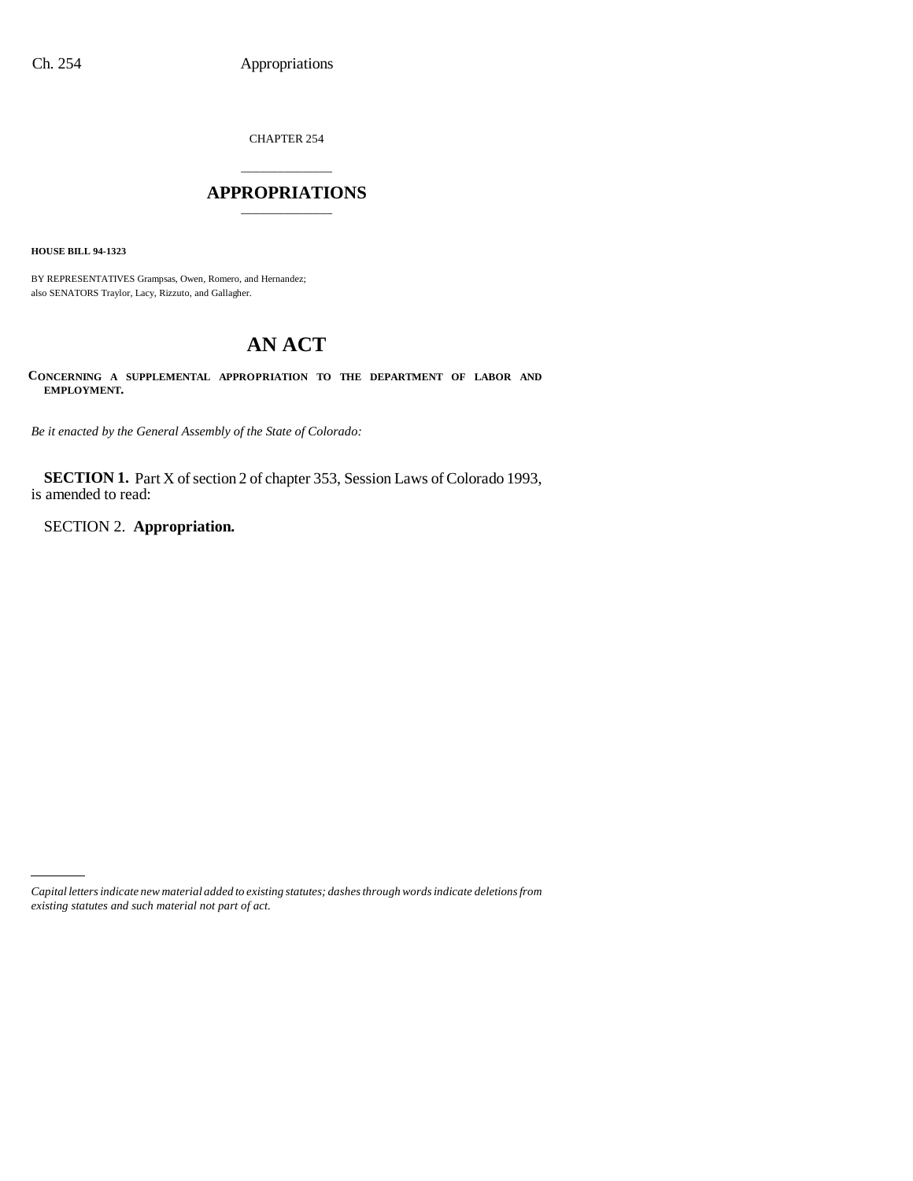CHAPTER 254

# APPROPRIATIONS

**HOUSE BILL 94-1323**

BY REPRESENTATIVES Grampsas, Owen, Romero, and Hernandez;
also SENATORS Traylor, Lacy, Rizzuto, and Gallagher.

# AN ACT

**CONCERNING A SUPPLEMENTAL APPROPRIATION TO THE DEPARTMENT OF LABOR AND EMPLOYMENT.**

*Be it enacted by the General Assembly of the State of Colorado:*

**SECTION 1.** Part X of section 2 of chapter 353, Session Laws of Colorado 1993, is amended to read:

SECTION 2. **Appropriation.**

*Capital letters indicate new material added to existing statutes; dashes through words indicate deletions from existing statutes and such material not part of act.*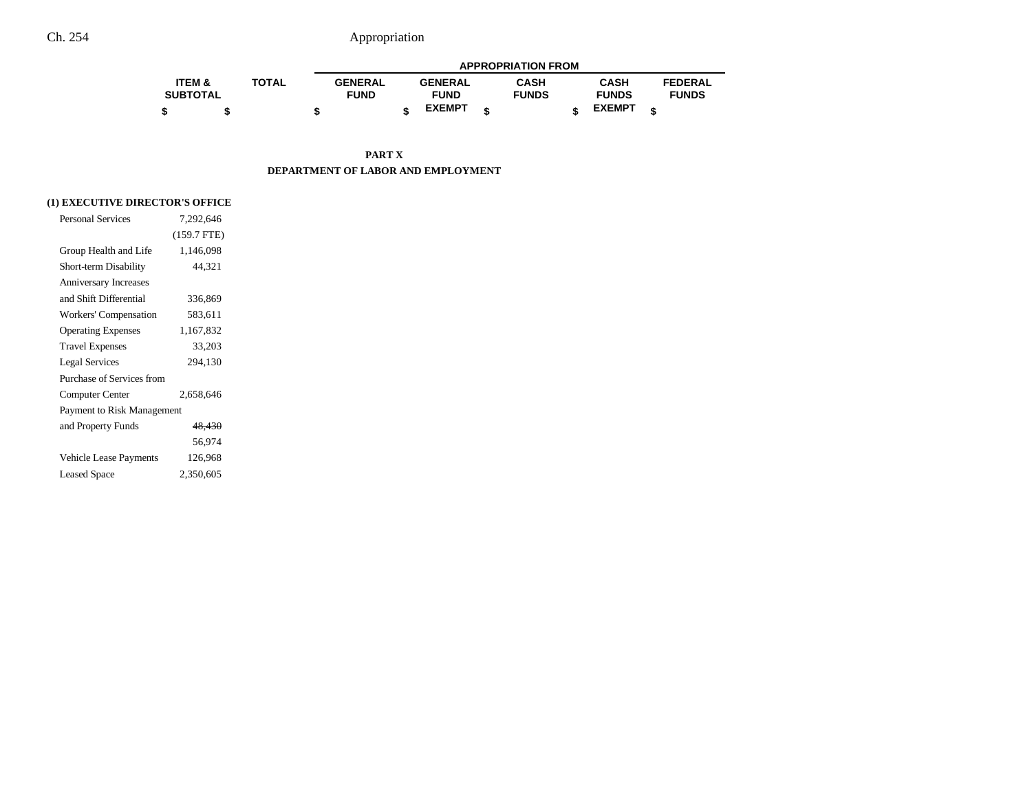| | ITEM & SUBTOTAL | TOTAL | APPROPRIATION FROM | | | | |
|---|---|---|---|---|---|---|---|
| | | | GENERAL FUND | GENERAL FUND EXEMPT | CASH FUNDS | CASH FUNDS EXEMPT | FEDERAL FUNDS |
| | $ | $ | $ | $ | $ | $ | $ |

## PART X
## DEPARTMENT OF LABOR AND EMPLOYMENT

### (1) EXECUTIVE DIRECTOR'S OFFICE

| | ITEM & SUBTOTAL | TOTAL | GENERAL FUND | GENERAL FUND EXEMPT | CASH FUNDS | CASH FUNDS EXEMPT | FEDERAL FUNDS |
|---|---|---|---|---|---|---|---|
| Personal Services | 7,292,646 | | | | | | |
| | (159.7 FTE) | | | | | | |
| Group Health and Life | 1,146,098 | | | | | | |
| Short-term Disability | 44,321 | | | | | | |
| Anniversary Increases and Shift Differential | 336,869 | | | | | | |
| Workers' Compensation | 583,611 | | | | | | |
| Operating Expenses | 1,167,832 | | | | | | |
| Travel Expenses | 33,203 | | | | | | |
| Legal Services | 294,130 | | | | | | |
| Purchase of Services from Computer Center | 2,658,646 | | | | | | |
| Payment to Risk Management and Property Funds | ~~48,430~~ | | | | | | |
| | 56,974 | | | | | | |
| Vehicle Lease Payments | 126,968 | | | | | | |
| Leased Space | 2,350,605 | | | | | | |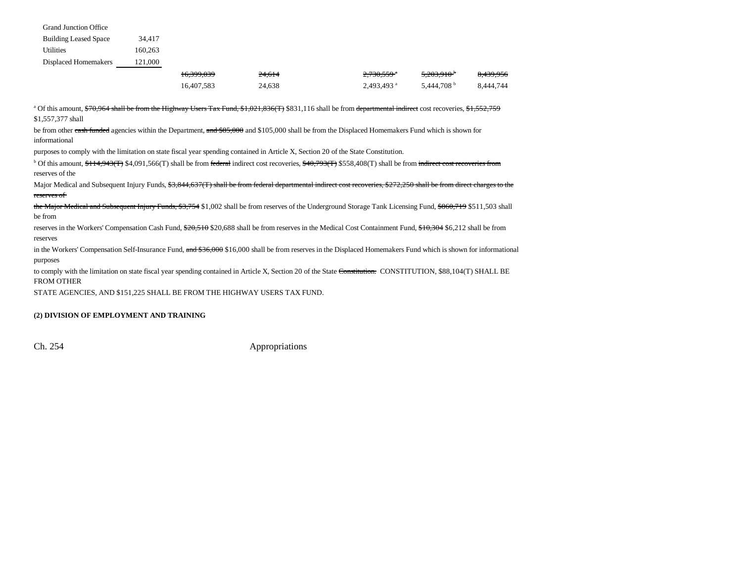| | | | | | | | |
|---|---|---|---|---|---|---|---|
| Grand Junction Office | | | | | | | |
| Building Leased Space | 34,417 | | | | | | |
| Utilities | 160,263 | | | | | | |
| Displaced Homemakers | 121,000 | | | | | | |
| | | ~~16,399,039~~ | ~~24,614~~ | | ~~2,730,559~~ [a] | ~~5,203,910~~ [b] | ~~8,439,956~~ |
| | | 16,407,583 | 24,638 | | 2,493,493 [a] | 5,444,708 [b] | 8,444,744 |

[a] Of this amount, ~~$70,964 shall be from the Highway Users Tax Fund, $1,021,836(T)~~ $831,116 shall be from ~~departmental indirect~~ cost recoveries, ~~$1,552,759~~ $1,557,377 shall be from other ~~cash funded~~ agencies within the Department, ~~and $85,000~~ and $105,000 shall be from the Displaced Homemakers Fund which is shown for informational purposes to comply with the limitation on state fiscal year spending contained in Article X, Section 20 of the State Constitution.

[b] Of this amount, ~~$114,943(T)~~ $4,091,566(T) shall be from ~~federal~~ indirect cost recoveries, ~~$40,793(T)~~ $558,408(T) shall be from ~~indirect cost recoveries from~~ reserves of the Major Medical and Subsequent Injury Funds, ~~$3,844,637(T) shall be from federal departmental indirect cost recoveries, $272,250 shall be from direct charges to the reserves of the Major Medical and Subsequent Injury Funds, $3,754~~ $1,002 shall be from reserves of the Underground Storage Tank Licensing Fund, ~~$860,719~~ $511,503 shall be from reserves in the Workers' Compensation Cash Fund, ~~$20,510~~ $20,688 shall be from reserves in the Medical Cost Containment Fund, ~~$10,304~~ $6,212 shall be from reserves in the Workers' Compensation Self-Insurance Fund, ~~and $36,000~~ $16,000 shall be from reserves in the Displaced Homemakers Fund which is shown for informational purposes to comply with the limitation on state fiscal year spending contained in Article X, Section 20 of the State ~~Constitution.~~ CONSTITUTION, $88,104(T) SHALL BE FROM OTHER STATE AGENCIES, AND $151,225 SHALL BE FROM THE HIGHWAY USERS TAX FUND.

**(2) DIVISION OF EMPLOYMENT AND TRAINING**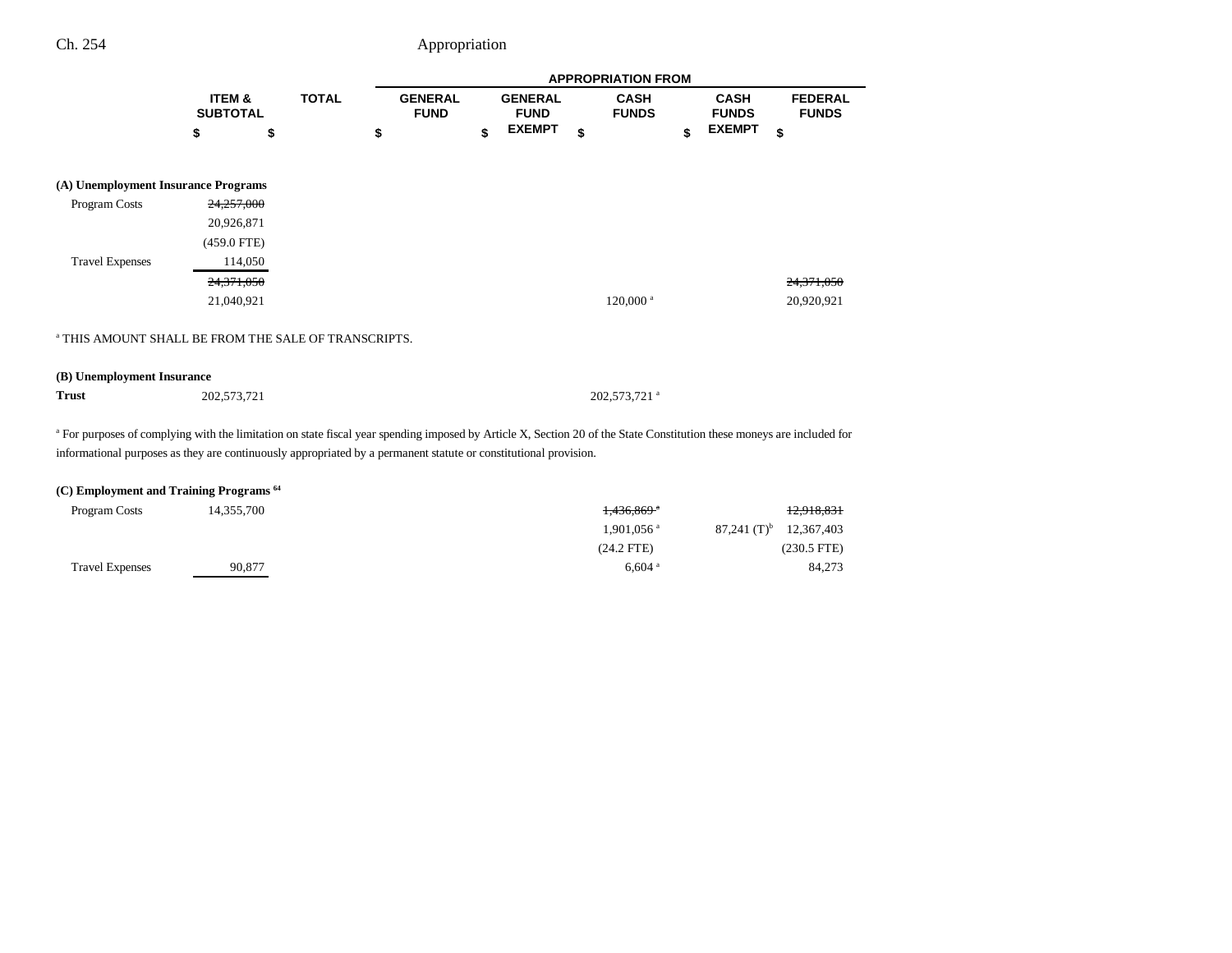Ch. 254 Appropriation

| | ITEM & SUBTOTAL | TOTAL | GENERAL FUND | GENERAL FUND EXEMPT | CASH FUNDS | CASH FUNDS EXEMPT | FEDERAL FUNDS |
|---|---|---|---|---|---|---|---|
| | | | APPROPRIATION FROM | | | | |
| | $ | $ | $ | $ | $ | $ | $ |
| **(A) Unemployment Insurance Programs** | | | | | | | |
| Program Costs | ~~24,257,000~~ | | | | | | |
| | 20,926,871 | | | | | | |
| | (459.0 FTE) | | | | | | |
| Travel Expenses | 114,050 | | | | | | |
| | ~~24,371,050~~ | | | | | | ~~24,371,050~~ |
| | 21,040,921 | | | | 120,000 [a] | | 20,920,921 |

[a] THIS AMOUNT SHALL BE FROM THE SALE OF TRANSCRIPTS.

| | ITEM & SUBTOTAL | TOTAL | GENERAL FUND | GENERAL FUND EXEMPT | CASH FUNDS | CASH FUNDS EXEMPT | FEDERAL FUNDS |
|---|---|---|---|---|---|---|---|
| **(B) Unemployment Insurance Trust** | 202,573,721 | | | | 202,573,721 [a] | | |

[a] For purposes of complying with the limitation on state fiscal year spending imposed by Article X, Section 20 of the State Constitution these moneys are included for informational purposes as they are continuously appropriated by a permanent statute or constitutional provision.

| | ITEM & SUBTOTAL | TOTAL | GENERAL FUND | GENERAL FUND EXEMPT | CASH FUNDS | CASH FUNDS EXEMPT | FEDERAL FUNDS |
|---|---|---|---|---|---|---|---|
| **(C) Employment and Training Programs [64]** | | | | | | | |
| Program Costs | 14,355,700 | | | | ~~1,436,869 [a]~~ | | ~~12,918,831~~ |
| | | | | | 1,901,056 [a] | 87,241 (T)[b] | 12,367,403 |
| | | | | | (24.2 FTE) | | (230.5 FTE) |
| Travel Expenses | 90,877 | | | | 6,604 [a] | | 84,273 |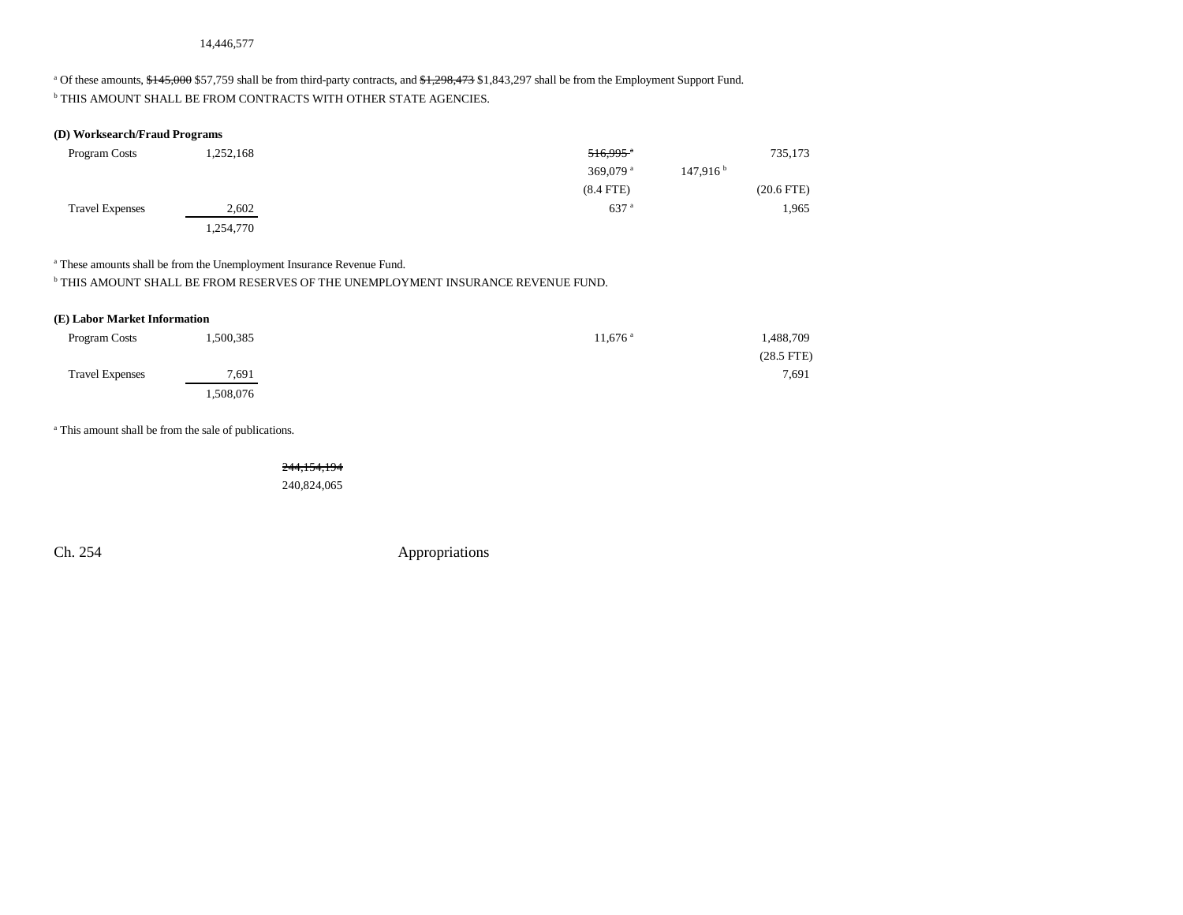14,446,577

[a] Of these amounts, ~~$145,000~~ $57,759 shall be from third-party contracts, and ~~$1,298,473~~ $1,843,297 shall be from the Employment Support Fund.
[b] THIS AMOUNT SHALL BE FROM CONTRACTS WITH OTHER STATE AGENCIES.

**(D) Worksearch/Fraud Programs**

| | | | | |
|---|---|---|---|---|
| Program Costs | 1,252,168 | ~~516,995~~ [a] | | 735,173 |
| | | 369,079 [a] | 147,916 [b] | |
| | | (8.4 FTE) | | (20.6 FTE) |
| Travel Expenses | 2,602 | 637 [a] | | 1,965 |
| | 1,254,770 | | | |

[a] These amounts shall be from the Unemployment Insurance Revenue Fund.
[b] THIS AMOUNT SHALL BE FROM RESERVES OF THE UNEMPLOYMENT INSURANCE REVENUE FUND.

**(E) Labor Market Information**

| | | | |
|---|---|---|---|
| Program Costs | 1,500,385 | 11,676 [a] | 1,488,709 |
| | | | (28.5 FTE) |
| Travel Expenses | 7,691 | | 7,691 |
| | 1,508,076 | | |

[a] This amount shall be from the sale of publications.

~~244,154,194~~
240,824,065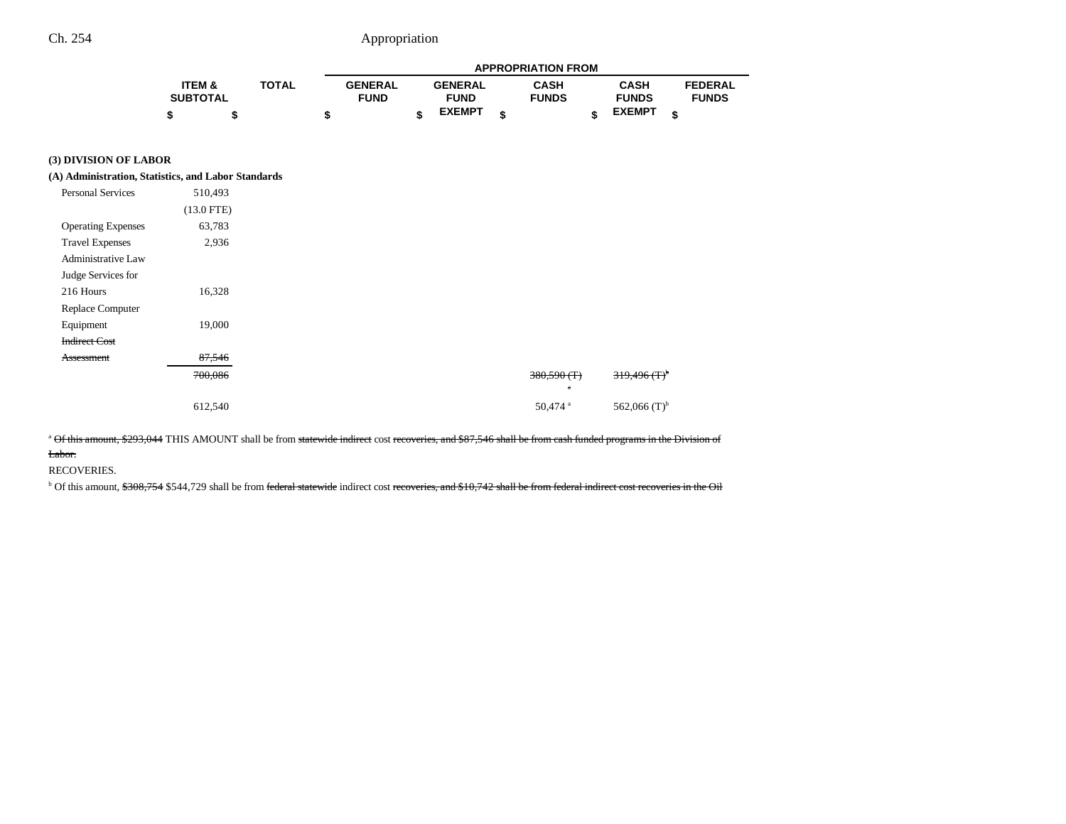Ch. 254 Appropriation

| | ITEM & SUBTOTAL | TOTAL | APPROPRIATION FROM GENERAL FUND | GENERAL FUND EXEMPT | CASH FUNDS | CASH FUNDS EXEMPT | FEDERAL FUNDS |
|---|---|---|---|---|---|---|---|
| | $ | $ | $ | $ | $ | $ | $ |
| **(3) DIVISION OF LABOR** | | | | | | | |
| **(A) Administration, Statistics, and Labor Standards** | | | | | | | |
| Personal Services | 510,493 | | | | | | |
| | (13.0 FTE) | | | | | | |
| Operating Expenses | 63,783 | | | | | | |
| Travel Expenses | 2,936 | | | | | | |
| Administrative Law Judge Services for 216 Hours | 16,328 | | | | | | |
| Replace Computer Equipment | 19,000 | | | | | | |
| ~~Indirect Cost Assessment~~ | ~~87,546~~ | | | | | | |
| | ~~700,086~~ | | | | ~~380,590 (T)~~ [a] | ~~319,496 (T)~~ [b] | |
| | 612,540 | | | | 50,474 [a] | 562,066 (T) [b] | |

[a] ~~Of this amount, $293,044~~ THIS AMOUNT shall be from ~~statewide indirect~~ cost ~~recoveries, and $87,546 shall be from cash funded programs in the Division of Labor.~~

RECOVERIES.

[b] Of this amount, ~~$308,754~~ $544,729 shall be from ~~federal statewide~~ indirect cost ~~recoveries, and $10,742 shall be from federal indirect cost recoveries in the Oil~~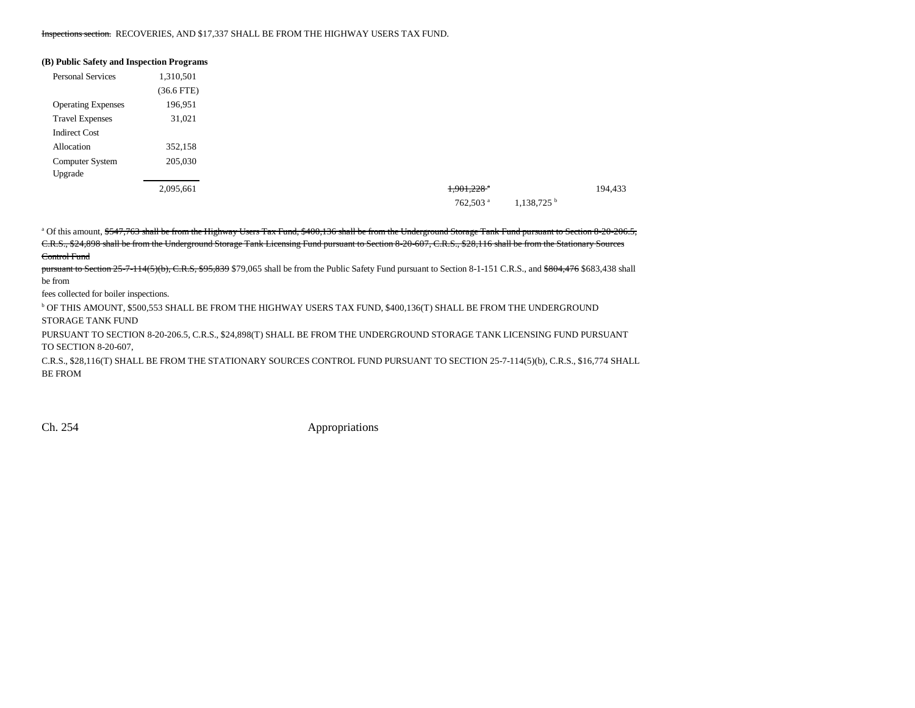~~Inspections section.~~ RECOVERIES, AND $17,337 SHALL BE FROM THE HIGHWAY USERS TAX FUND.

**(B) Public Safety and Inspection Programs**

| | | | | | |
|---|---|---|---|---|---|
| Personal Services | 1,310,501 | | | | |
| | (36.6 FTE) | | | | |
| Operating Expenses | 196,951 | | | | |
| Travel Expenses | 31,021 | | | | |
| Indirect Cost Allocation | 352,158 | | | | |
| Computer System Upgrade | 205,030 | | | | |
| | 2,095,661 | | ~~1,901,228~~[a] | | 194,433 |
| | | | 762,503[a] | 1,138,725[b] | |

[a] Of this amount, ~~$547,763 shall be from the Highway Users Tax Fund, $400,136 shall be from the Underground Storage Tank Fund pursuant to Section 8-20-206.5, C.R.S., $24,898 shall be from the Underground Storage Tank Licensing Fund pursuant to Section 8-20-607, C.R.S., $28,116 shall be from the Stationary Sources Control Fund pursuant to Section 25-7-114(5)(b), C.R.S, $95,839~~ $79,065 shall be from the Public Safety Fund pursuant to Section 8-1-151 C.R.S., and ~~$804,476~~ $683,438 shall be from fees collected for boiler inspections.

[b] OF THIS AMOUNT, $500,553 SHALL BE FROM THE HIGHWAY USERS TAX FUND, $400,136(T) SHALL BE FROM THE UNDERGROUND STORAGE TANK FUND PURSUANT TO SECTION 8-20-206.5, C.R.S., $24,898(T) SHALL BE FROM THE UNDERGROUND STORAGE TANK LICENSING FUND PURSUANT TO SECTION 8-20-607, C.R.S., $28,116(T) SHALL BE FROM THE STATIONARY SOURCES CONTROL FUND PURSUANT TO SECTION 25-7-114(5)(b), C.R.S., $16,774 SHALL BE FROM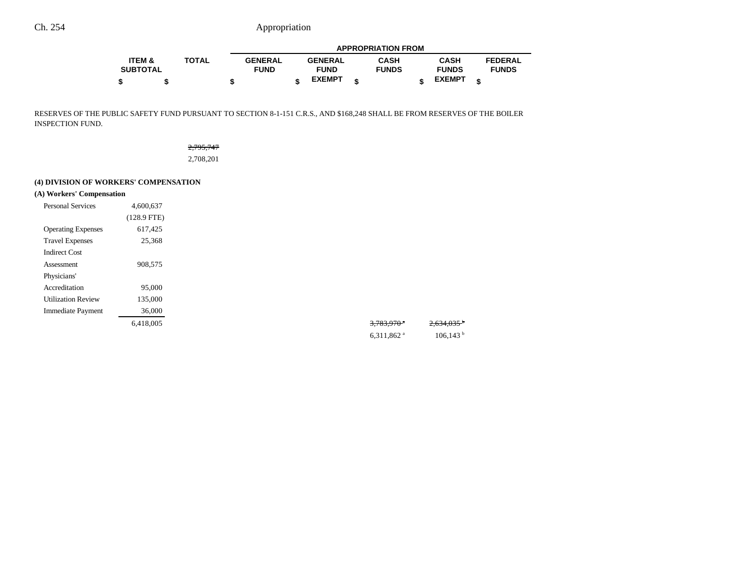| | ITEM & SUBTOTAL | TOTAL | GENERAL FUND | GENERAL FUND EXEMPT | CASH FUNDS | CASH FUNDS EXEMPT | FEDERAL FUNDS |
|---|---|---|---|---|---|---|---|
| | $ | $ | $ | $ | $ | $ | $ |

RESERVES OF THE PUBLIC SAFETY FUND PURSUANT TO SECTION 8-1-151 C.R.S., AND $168,248 SHALL BE FROM RESERVES OF THE BOILER INSPECTION FUND.

| | ITEM & SUBTOTAL | TOTAL | GENERAL FUND | GENERAL FUND EXEMPT | CASH FUNDS | CASH FUNDS EXEMPT | FEDERAL FUNDS |
|---|---|---|---|---|---|---|---|
| | | ~~2,795,747~~ | | | | | |
| | | 2,708,201 | | | | | |
| **(4) DIVISION OF WORKERS' COMPENSATION** | | | | | | | |
| **(A) Workers' Compensation** | | | | | | | |
| Personal Services | 4,600,637 | | | | | | |
| | (128.9 FTE) | | | | | | |
| Operating Expenses | 617,425 | | | | | | |
| Travel Expenses | 25,368 | | | | | | |
| Indirect Cost Assessment | 908,575 | | | | | | |
| Physicians' Accreditation | 95,000 | | | | | | |
| Utilization Review | 135,000 | | | | | | |
| Immediate Payment | 36,000 | | | | | | |
| | 6,418,005 | | | | ~~3,783,970~~[a] | ~~2,634,035~~[b] | |
| | | | | | 6,311,862[a] | 106,143[b] | |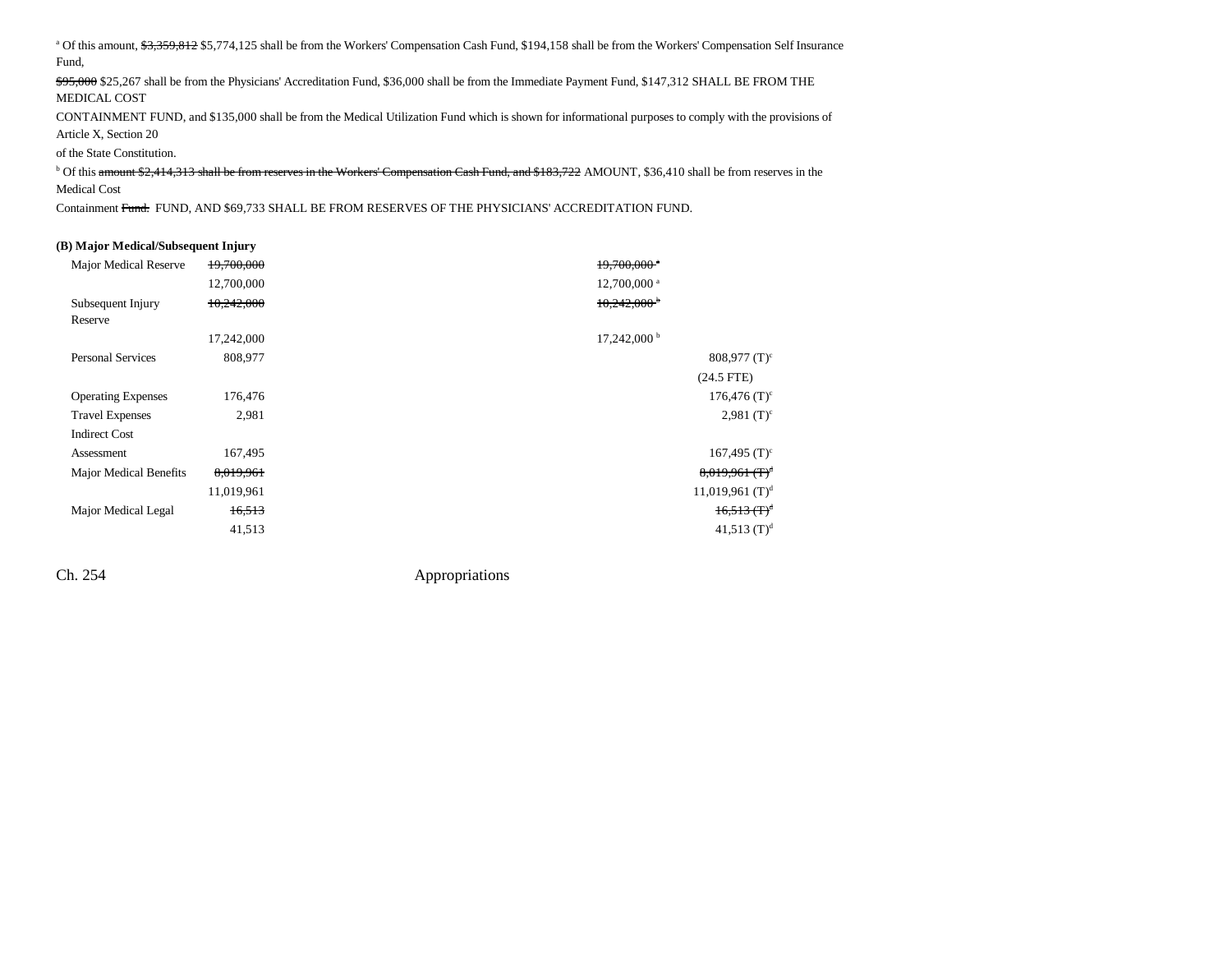[a] Of this amount, ~~$3,359,812~~ $5,774,125 shall be from the Workers' Compensation Cash Fund, $194,158 shall be from the Workers' Compensation Self Insurance Fund,

~~$95,000~~ $25,267 shall be from the Physicians' Accreditation Fund, $36,000 shall be from the Immediate Payment Fund, $147,312 SHALL BE FROM THE MEDICAL COST

CONTAINMENT FUND, and $135,000 shall be from the Medical Utilization Fund which is shown for informational purposes to comply with the provisions of Article X, Section 20

of the State Constitution.

[b] Of this ~~amount $2,414,313 shall be from reserves in the Workers' Compensation Cash Fund, and $183,722~~ AMOUNT, $36,410 shall be from reserves in the Medical Cost

Containment ~~Fund.~~ FUND, AND $69,733 SHALL BE FROM RESERVES OF THE PHYSICIANS' ACCREDITATION FUND.

**(B) Major Medical/Subsequent Injury**

| | | | |
|---|---|---|---|
| Major Medical Reserve | ~~19,700,000~~ | ~~19,700,000~~ [a] | |
| | 12,700,000 | 12,700,000 [a] | |
| Subsequent Injury Reserve | ~~10,242,000~~ | ~~10,242,000~~ [b] | |
| | 17,242,000 | 17,242,000 [b] | |
| Personal Services | 808,977 | | 808,977 (T)[c] |
| | | | (24.5 FTE) |
| Operating Expenses | 176,476 | | 176,476 (T)[c] |
| Travel Expenses | 2,981 | | 2,981 (T)[c] |
| Indirect Cost Assessment | 167,495 | | 167,495 (T)[c] |
| Major Medical Benefits | ~~8,019,961~~ | | ~~8,019,961 (T)~~[d] |
| | 11,019,961 | | 11,019,961 (T)[d] |
| Major Medical Legal | ~~16,513~~ | | ~~16,513 (T)~~[d] |
| | 41,513 | | 41,513 (T)[d] |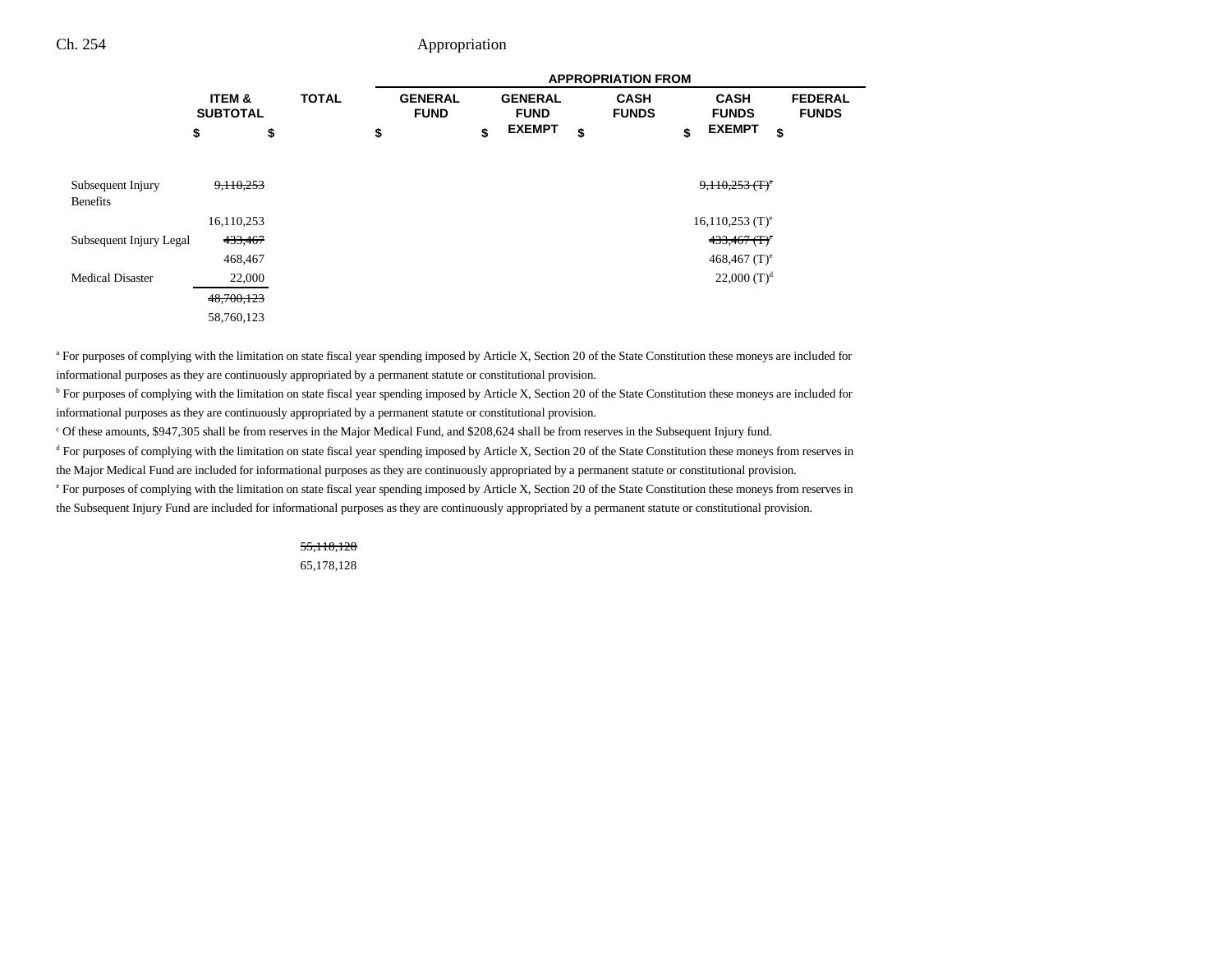| | ITEM & SUBTOTAL | TOTAL | GENERAL FUND | GENERAL FUND EXEMPT | CASH FUNDS | CASH FUNDS EXEMPT | FEDERAL FUNDS |
|---|---|---|---|---|---|---|---|
| | | | APPROPRIATION FROM | | | | |
| | $ | $ | $ | $ | $ | $ | $ |
| Subsequent Injury Benefits | ~~9,110,253~~ | | | | | ~~9,110,253 (T)[e]~~ | |
| | 16,110,253 | | | | | 16,110,253 (T)[e] | |
| Subsequent Injury Legal | ~~433,467~~ | | | | | ~~433,467 (T)[e]~~ | |
| | 468,467 | | | | | 468,467 (T)[e] | |
| Medical Disaster | 22,000 | | | | | 22,000 (T)[d] | |
| | ~~48,700,123~~ | | | | | | |
| | 58,760,123 | | | | | | |
| | | ~~55,118,128~~ | | | | | |
| | | 65,178,128 | | | | | |

[a] For purposes of complying with the limitation on state fiscal year spending imposed by Article X, Section 20 of the State Constitution these moneys are included for informational purposes as they are continuously appropriated by a permanent statute or constitutional provision.

[b] For purposes of complying with the limitation on state fiscal year spending imposed by Article X, Section 20 of the State Constitution these moneys are included for informational purposes as they are continuously appropriated by a permanent statute or constitutional provision.

[c] Of these amounts, $947,305 shall be from reserves in the Major Medical Fund, and $208,624 shall be from reserves in the Subsequent Injury fund.

[d] For purposes of complying with the limitation on state fiscal year spending imposed by Article X, Section 20 of the State Constitution these moneys from reserves in the Major Medical Fund are included for informational purposes as they are continuously appropriated by a permanent statute or constitutional provision.

[e] For purposes of complying with the limitation on state fiscal year spending imposed by Article X, Section 20 of the State Constitution these moneys from reserves in the Subsequent Injury Fund are included for informational purposes as they are continuously appropriated by a permanent statute or constitutional provision.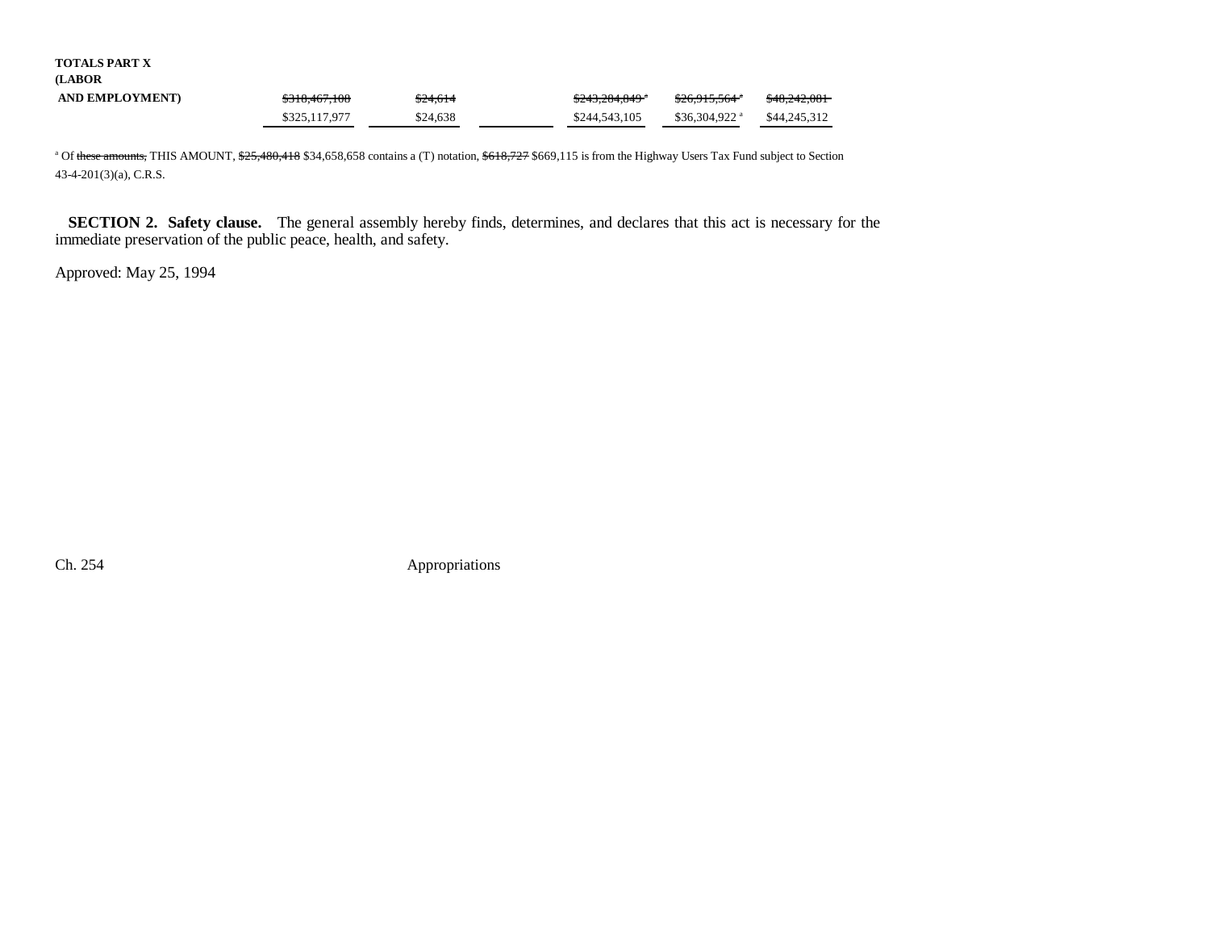| | | | | | | |
|---|---|---|---|---|---|---|
| **TOTALS PART X (LABOR AND EMPLOYMENT)** | ~~$318,467,108~~ | ~~$24,614~~ | | ~~$243,284,849~~ [a] | ~~$26,915,564~~ [a] | ~~$48,242,081~~ |
| | $325,117,977 | $24,638 | | $244,543,105 | $36,304,922 [a] | $44,245,312 |

[a] Of ~~these amounts,~~ THIS AMOUNT, ~~$25,480,418~~ $34,658,658 contains a (T) notation, ~~$618,727~~ $669,115 is from the Highway Users Tax Fund subject to Section 43-4-201(3)(a), C.R.S.

**SECTION 2. Safety clause.** The general assembly hereby finds, determines, and declares that this act is necessary for the immediate preservation of the public peace, health, and safety.

Approved: May 25, 1994